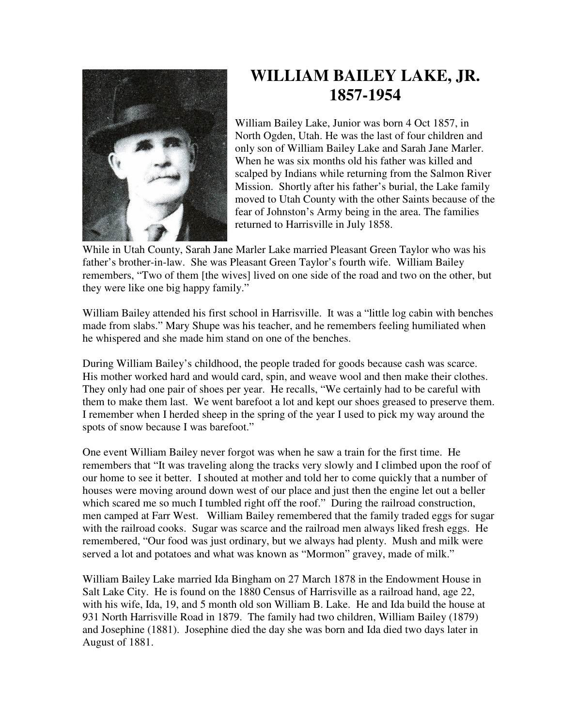# WILLIAM BAILEY LAKE, JR.
# 1857-1954

William Bailey Lake, Junior was born 4 Oct 1857, in North Ogden, Utah. He was the last of four children and only son of William Bailey Lake and Sarah Jane Marler. When he was six months old his father was killed and scalped by Indians while returning from the Salmon River Mission. Shortly after his father's burial, the Lake family moved to Utah County with the other Saints because of the fear of Johnston's Army being in the area. The families returned to Harrisville in July 1858.

While in Utah County, Sarah Jane Marler Lake married Pleasant Green Taylor who was his father's brother-in-law. She was Pleasant Green Taylor's fourth wife. William Bailey remembers, "Two of them [the wives] lived on one side of the road and two on the other, but they were like one big happy family."

William Bailey attended his first school in Harrisville. It was a "little log cabin with benches made from slabs." Mary Shupe was his teacher, and he remembers feeling humiliated when he whispered and she made him stand on one of the benches.

During William Bailey's childhood, the people traded for goods because cash was scarce. His mother worked hard and would card, spin, and weave wool and then make their clothes. They only had one pair of shoes per year. He recalls, "We certainly had to be careful with them to make them last. We went barefoot a lot and kept our shoes greased to preserve them. I remember when I herded sheep in the spring of the year I used to pick my way around the spots of snow because I was barefoot."

One event William Bailey never forgot was when he saw a train for the first time. He remembers that "It was traveling along the tracks very slowly and I climbed upon the roof of our home to see it better. I shouted at mother and told her to come quickly that a number of houses were moving around down west of our place and just then the engine let out a beller which scared me so much I tumbled right off the roof." During the railroad construction, men camped at Farr West. William Bailey remembered that the family traded eggs for sugar with the railroad cooks. Sugar was scarce and the railroad men always liked fresh eggs. He remembered, "Our food was just ordinary, but we always had plenty. Mush and milk were served a lot and potatoes and what was known as "Mormon" gravey, made of milk."

William Bailey Lake married Ida Bingham on 27 March 1878 in the Endowment House in Salt Lake City. He is found on the 1880 Census of Harrisville as a railroad hand, age 22, with his wife, Ida, 19, and 5 month old son William B. Lake. He and Ida build the house at 931 North Harrisville Road in 1879. The family had two children, William Bailey (1879) and Josephine (1881). Josephine died the day she was born and Ida died two days later in August of 1881.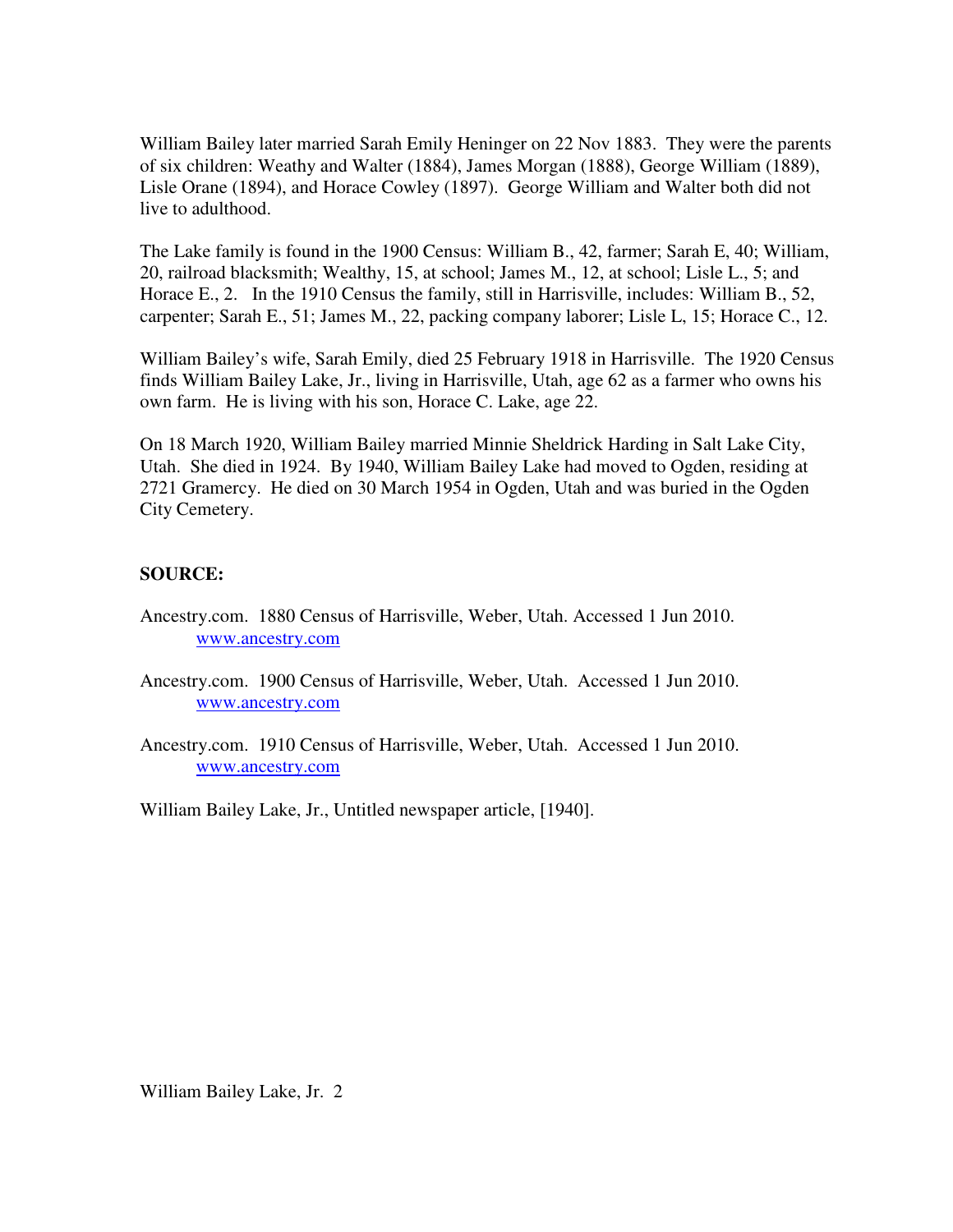William Bailey later married Sarah Emily Heninger on 22 Nov 1883. They were the parents of six children: Weathy and Walter (1884), James Morgan (1888), George William (1889), Lisle Orane (1894), and Horace Cowley (1897). George William and Walter both did not live to adulthood.

The Lake family is found in the 1900 Census: William B., 42, farmer; Sarah E, 40; William, 20, railroad blacksmith; Wealthy, 15, at school; James M., 12, at school; Lisle L., 5; and Horace E., 2. In the 1910 Census the family, still in Harrisville, includes: William B., 52, carpenter; Sarah E., 51; James M., 22, packing company laborer; Lisle L, 15; Horace C., 12.

William Bailey's wife, Sarah Emily, died 25 February 1918 in Harrisville. The 1920 Census finds William Bailey Lake, Jr., living in Harrisville, Utah, age 62 as a farmer who owns his own farm. He is living with his son, Horace C. Lake, age 22.

On 18 March 1920, William Bailey married Minnie Sheldrick Harding in Salt Lake City, Utah. She died in 1924. By 1940, William Bailey Lake had moved to Ogden, residing at 2721 Gramercy. He died on 30 March 1954 in Ogden, Utah and was buried in the Ogden City Cemetery.

**SOURCE:**

Ancestry.com. 1880 Census of Harrisville, Weber, Utah. Accessed 1 Jun 2010. www.ancestry.com

Ancestry.com. 1900 Census of Harrisville, Weber, Utah. Accessed 1 Jun 2010. www.ancestry.com

Ancestry.com. 1910 Census of Harrisville, Weber, Utah. Accessed 1 Jun 2010. www.ancestry.com

William Bailey Lake, Jr., Untitled newspaper article, [1940].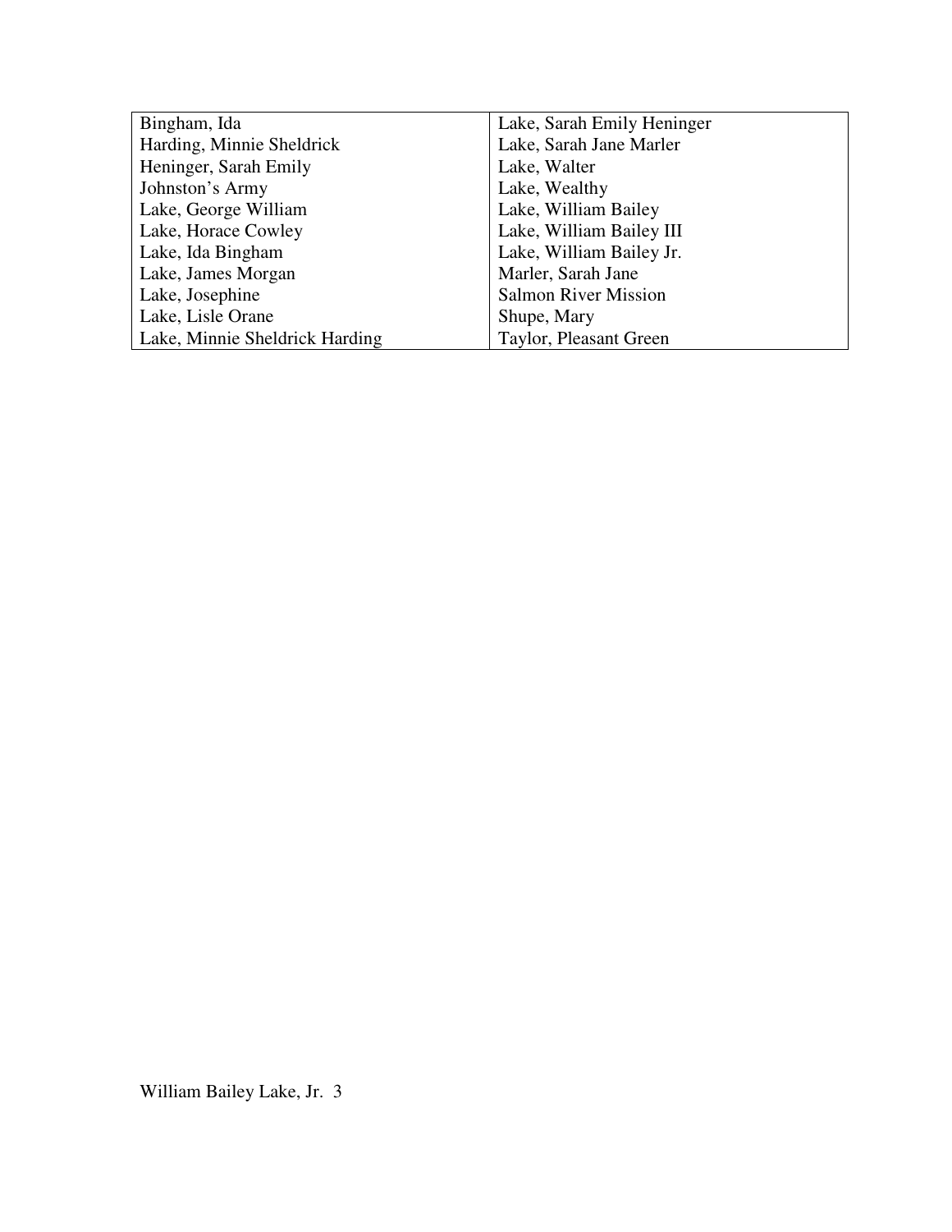| | |
|---|---|
| Bingham, Ida | Lake, Sarah Emily Heninger |
| Harding, Minnie Sheldrick | Lake, Sarah Jane Marler |
| Heninger, Sarah Emily | Lake, Walter |
| Johnston's Army | Lake, Wealthy |
| Lake, George William | Lake, William Bailey |
| Lake, Horace Cowley | Lake, William Bailey III |
| Lake, Ida Bingham | Lake, William Bailey Jr. |
| Lake, James Morgan | Marler, Sarah Jane |
| Lake, Josephine | Salmon River Mission |
| Lake, Lisle Orane | Shupe, Mary |
| Lake, Minnie Sheldrick Harding | Taylor, Pleasant Green |